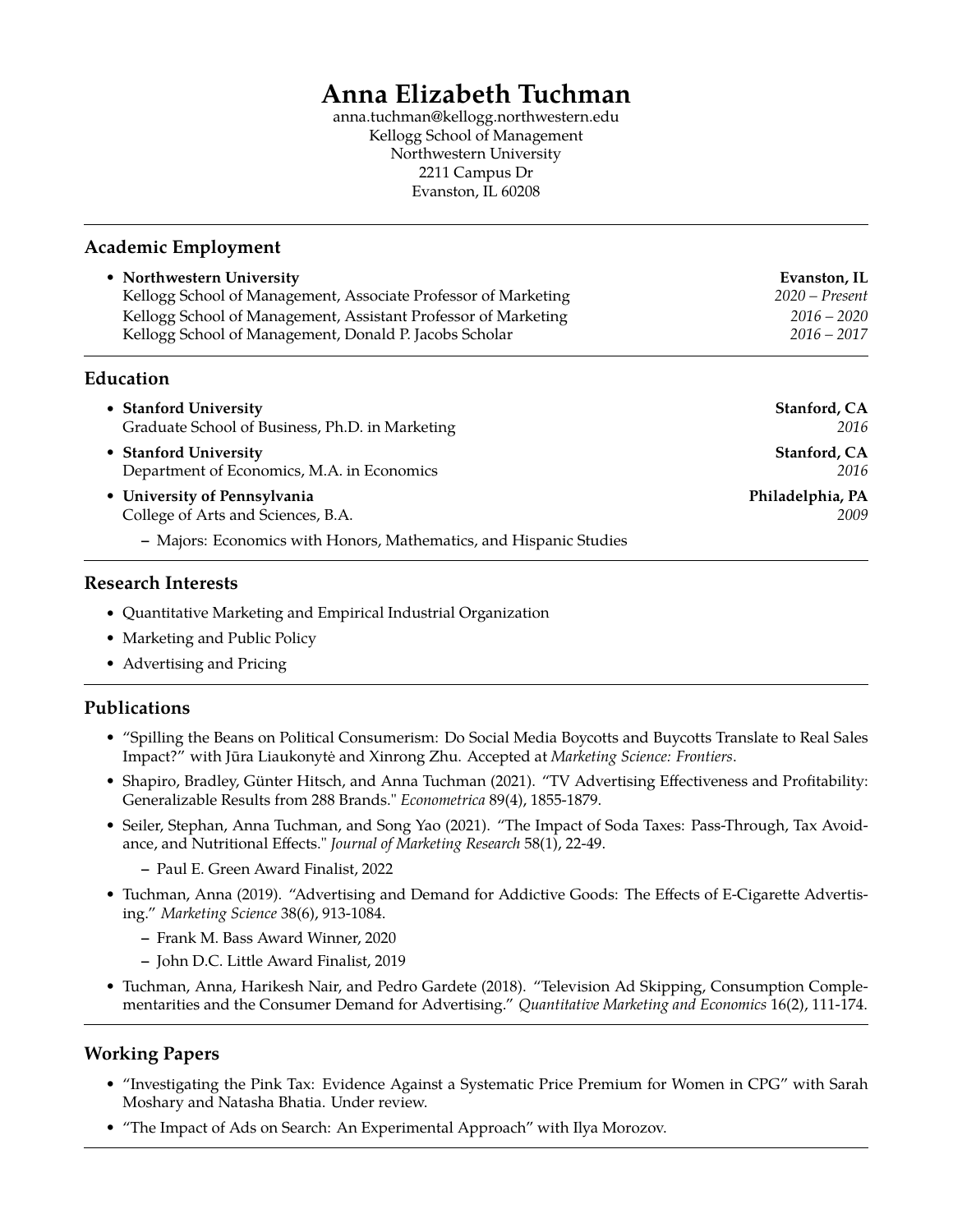# Anna Elizabeth Tuchman

anna.tuchman@kellogg.northwestern.edu
Kellogg School of Management
Northwestern University
2211 Campus Dr
Evanston, IL 60208

## Academic Employment

- **Northwestern University** — **Evanston, IL**
  Kellogg School of Management, Associate Professor of Marketing — *2020 – Present*
  Kellogg School of Management, Assistant Professor of Marketing — *2016 – 2020*
  Kellogg School of Management, Donald P. Jacobs Scholar — *2016 – 2017*

## Education

- **Stanford University** — **Stanford, CA**
  Graduate School of Business, Ph.D. in Marketing — *2016*
- **Stanford University** — **Stanford, CA**
  Department of Economics, M.A. in Economics — *2016*
- **University of Pennsylvania** — **Philadelphia, PA**
  College of Arts and Sciences, B.A. — *2009*
  - Majors: Economics with Honors, Mathematics, and Hispanic Studies

## Research Interests

- Quantitative Marketing and Empirical Industrial Organization
- Marketing and Public Policy
- Advertising and Pricing

## Publications

- "Spilling the Beans on Political Consumerism: Do Social Media Boycotts and Buycotts Translate to Real Sales Impact?" with Jūra Liaukonytė and Xinrong Zhu. Accepted at *Marketing Science: Frontiers*.
- Shapiro, Bradley, Günter Hitsch, and Anna Tuchman (2021). "TV Advertising Effectiveness and Profitability: Generalizable Results from 288 Brands." *Econometrica* 89(4), 1855-1879.
- Seiler, Stephan, Anna Tuchman, and Song Yao (2021). "The Impact of Soda Taxes: Pass-Through, Tax Avoidance, and Nutritional Effects." *Journal of Marketing Research* 58(1), 22-49.
  - Paul E. Green Award Finalist, 2022
- Tuchman, Anna (2019). "Advertising and Demand for Addictive Goods: The Effects of E-Cigarette Advertising." *Marketing Science* 38(6), 913-1084.
  - Frank M. Bass Award Winner, 2020
  - John D.C. Little Award Finalist, 2019
- Tuchman, Anna, Harikesh Nair, and Pedro Gardete (2018). "Television Ad Skipping, Consumption Complementarities and the Consumer Demand for Advertising." *Quantitative Marketing and Economics* 16(2), 111-174.

## Working Papers

- "Investigating the Pink Tax: Evidence Against a Systematic Price Premium for Women in CPG" with Sarah Moshary and Natasha Bhatia. Under review.
- "The Impact of Ads on Search: An Experimental Approach" with Ilya Morozov.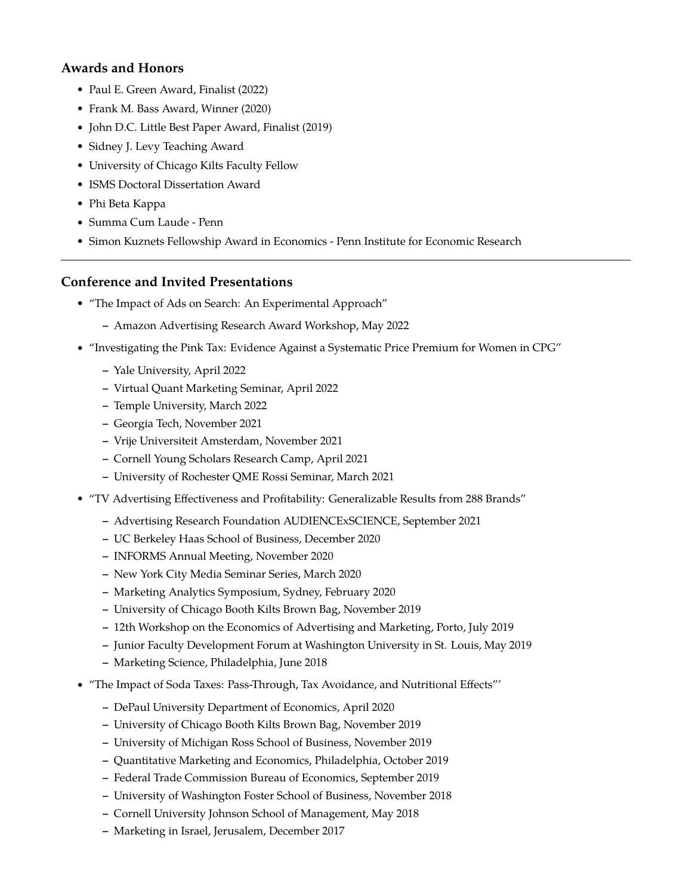## Awards and Honors

- Paul E. Green Award, Finalist (2022)
- Frank M. Bass Award, Winner (2020)
- John D.C. Little Best Paper Award, Finalist (2019)
- Sidney J. Levy Teaching Award
- University of Chicago Kilts Faculty Fellow
- ISMS Doctoral Dissertation Award
- Phi Beta Kappa
- Summa Cum Laude - Penn
- Simon Kuznets Fellowship Award in Economics - Penn Institute for Economic Research

---

## Conference and Invited Presentations

- "The Impact of Ads on Search: An Experimental Approach"
  - Amazon Advertising Research Award Workshop, May 2022
- "Investigating the Pink Tax: Evidence Against a Systematic Price Premium for Women in CPG"
  - Yale University, April 2022
  - Virtual Quant Marketing Seminar, April 2022
  - Temple University, March 2022
  - Georgia Tech, November 2021
  - Vrije Universiteit Amsterdam, November 2021
  - Cornell Young Scholars Research Camp, April 2021
  - University of Rochester QME Rossi Seminar, March 2021
- "TV Advertising Effectiveness and Profitability: Generalizable Results from 288 Brands"
  - Advertising Research Foundation AUDIENCExSCIENCE, September 2021
  - UC Berkeley Haas School of Business, December 2020
  - INFORMS Annual Meeting, November 2020
  - New York City Media Seminar Series, March 2020
  - Marketing Analytics Symposium, Sydney, February 2020
  - University of Chicago Booth Kilts Brown Bag, November 2019
  - 12th Workshop on the Economics of Advertising and Marketing, Porto, July 2019
  - Junior Faculty Development Forum at Washington University in St. Louis, May 2019
  - Marketing Science, Philadelphia, June 2018
- "The Impact of Soda Taxes: Pass-Through, Tax Avoidance, and Nutritional Effects"'
  - DePaul University Department of Economics, April 2020
  - University of Chicago Booth Kilts Brown Bag, November 2019
  - University of Michigan Ross School of Business, November 2019
  - Quantitative Marketing and Economics, Philadelphia, October 2019
  - Federal Trade Commission Bureau of Economics, September 2019
  - University of Washington Foster School of Business, November 2018
  - Cornell University Johnson School of Management, May 2018
  - Marketing in Israel, Jerusalem, December 2017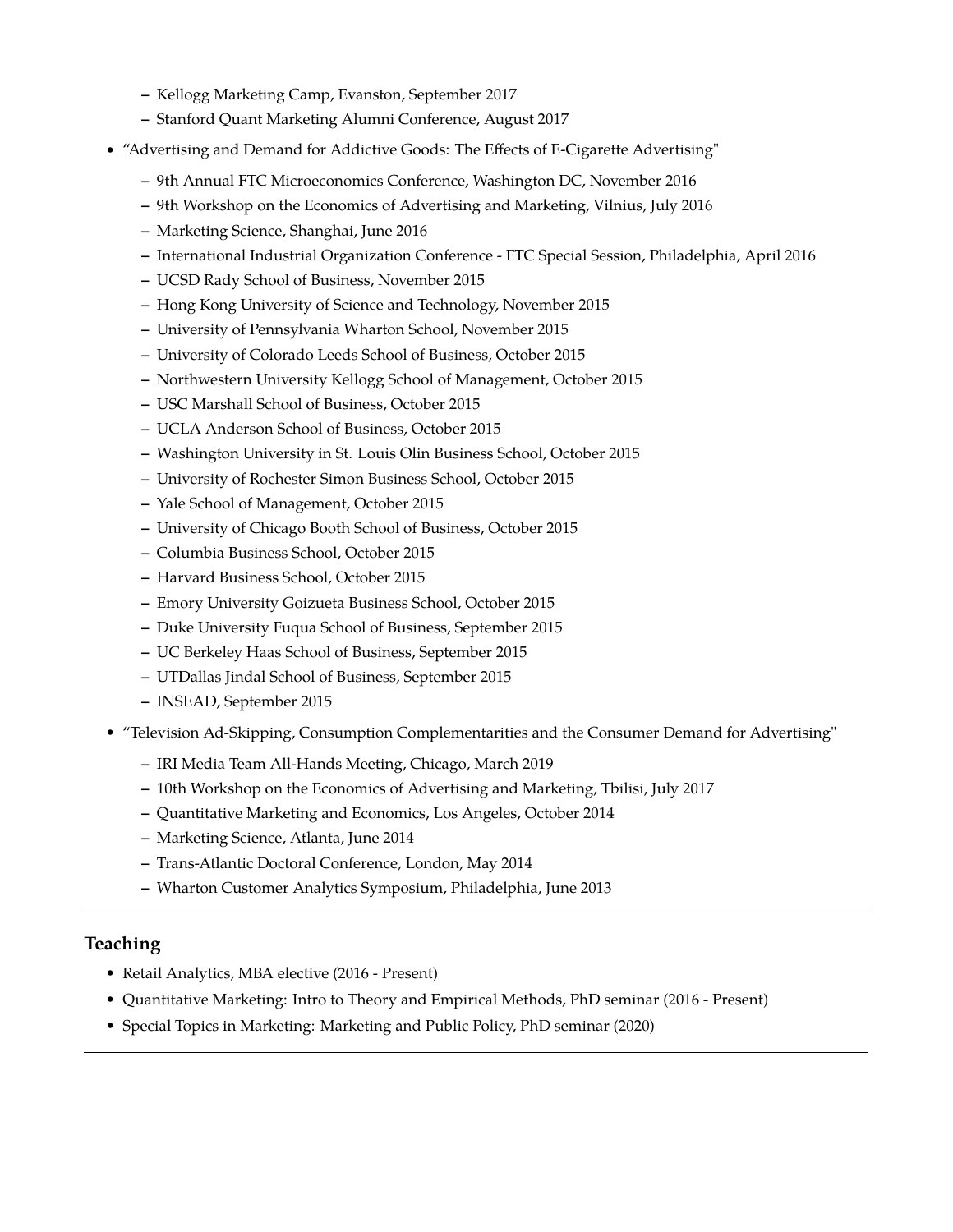- Kellogg Marketing Camp, Evanston, September 2017
  - Stanford Quant Marketing Alumni Conference, August 2017

- "Advertising and Demand for Addictive Goods: The Effects of E-Cigarette Advertising"
  - 9th Annual FTC Microeconomics Conference, Washington DC, November 2016
  - 9th Workshop on the Economics of Advertising and Marketing, Vilnius, July 2016
  - Marketing Science, Shanghai, June 2016
  - International Industrial Organization Conference - FTC Special Session, Philadelphia, April 2016
  - UCSD Rady School of Business, November 2015
  - Hong Kong University of Science and Technology, November 2015
  - University of Pennsylvania Wharton School, November 2015
  - University of Colorado Leeds School of Business, October 2015
  - Northwestern University Kellogg School of Management, October 2015
  - USC Marshall School of Business, October 2015
  - UCLA Anderson School of Business, October 2015
  - Washington University in St. Louis Olin Business School, October 2015
  - University of Rochester Simon Business School, October 2015
  - Yale School of Management, October 2015
  - University of Chicago Booth School of Business, October 2015
  - Columbia Business School, October 2015
  - Harvard Business School, October 2015
  - Emory University Goizueta Business School, October 2015
  - Duke University Fuqua School of Business, September 2015
  - UC Berkeley Haas School of Business, September 2015
  - UTDallas Jindal School of Business, September 2015
  - INSEAD, September 2015

- "Television Ad-Skipping, Consumption Complementarities and the Consumer Demand for Advertising"
  - IRI Media Team All-Hands Meeting, Chicago, March 2019
  - 10th Workshop on the Economics of Advertising and Marketing, Tbilisi, July 2017
  - Quantitative Marketing and Economics, Los Angeles, October 2014
  - Marketing Science, Atlanta, June 2014
  - Trans-Atlantic Doctoral Conference, London, May 2014
  - Wharton Customer Analytics Symposium, Philadelphia, June 2013

---

## Teaching

- Retail Analytics, MBA elective (2016 - Present)
- Quantitative Marketing: Intro to Theory and Empirical Methods, PhD seminar (2016 - Present)
- Special Topics in Marketing: Marketing and Public Policy, PhD seminar (2020)

---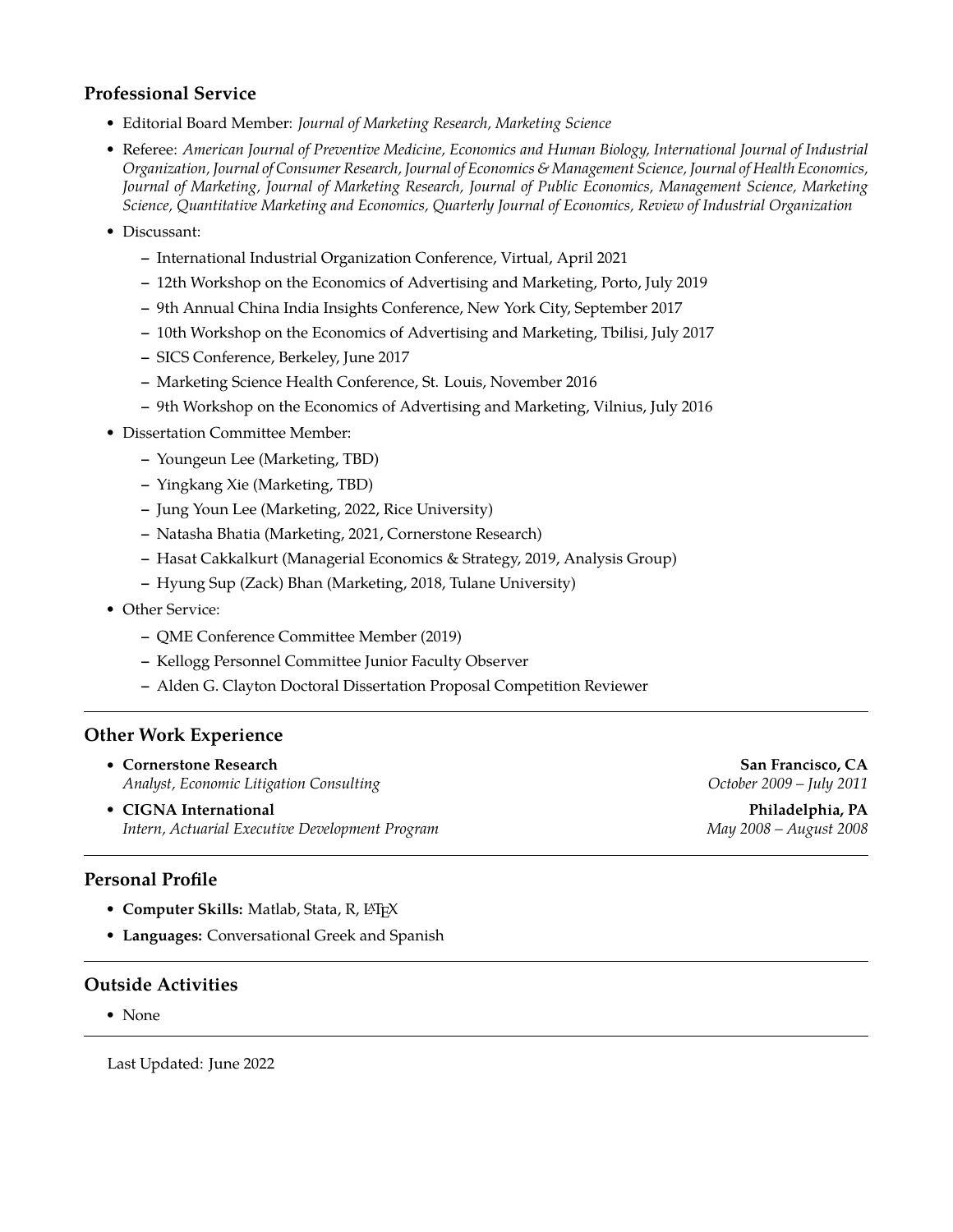## Professional Service

- Editorial Board Member: *Journal of Marketing Research, Marketing Science*
- Referee: *American Journal of Preventive Medicine, Economics and Human Biology, International Journal of Industrial Organization, Journal of Consumer Research, Journal of Economics & Management Science, Journal of Health Economics, Journal of Marketing, Journal of Marketing Research, Journal of Public Economics, Management Science, Marketing Science, Quantitative Marketing and Economics, Quarterly Journal of Economics, Review of Industrial Organization*
- Discussant:
  - International Industrial Organization Conference, Virtual, April 2021
  - 12th Workshop on the Economics of Advertising and Marketing, Porto, July 2019
  - 9th Annual China India Insights Conference, New York City, September 2017
  - 10th Workshop on the Economics of Advertising and Marketing, Tbilisi, July 2017
  - SICS Conference, Berkeley, June 2017
  - Marketing Science Health Conference, St. Louis, November 2016
  - 9th Workshop on the Economics of Advertising and Marketing, Vilnius, July 2016
- Dissertation Committee Member:
  - Youngeun Lee (Marketing, TBD)
  - Yingkang Xie (Marketing, TBD)
  - Jung Youn Lee (Marketing, 2022, Rice University)
  - Natasha Bhatia (Marketing, 2021, Cornerstone Research)
  - Hasat Cakkalkurt (Managerial Economics & Strategy, 2019, Analysis Group)
  - Hyung Sup (Zack) Bhan (Marketing, 2018, Tulane University)
- Other Service:
  - QME Conference Committee Member (2019)
  - Kellogg Personnel Committee Junior Faculty Observer
  - Alden G. Clayton Doctoral Dissertation Proposal Competition Reviewer

## Other Work Experience

- **Cornerstone Research** — **San Francisco, CA**
  *Analyst, Economic Litigation Consulting* — *October 2009 – July 2011*
- **CIGNA International** — **Philadelphia, PA**
  *Intern, Actuarial Executive Development Program* — *May 2008 – August 2008*

## Personal Profile

- **Computer Skills:** Matlab, Stata, R, LaTeX
- **Languages:** Conversational Greek and Spanish

## Outside Activities

- None

Last Updated: June 2022